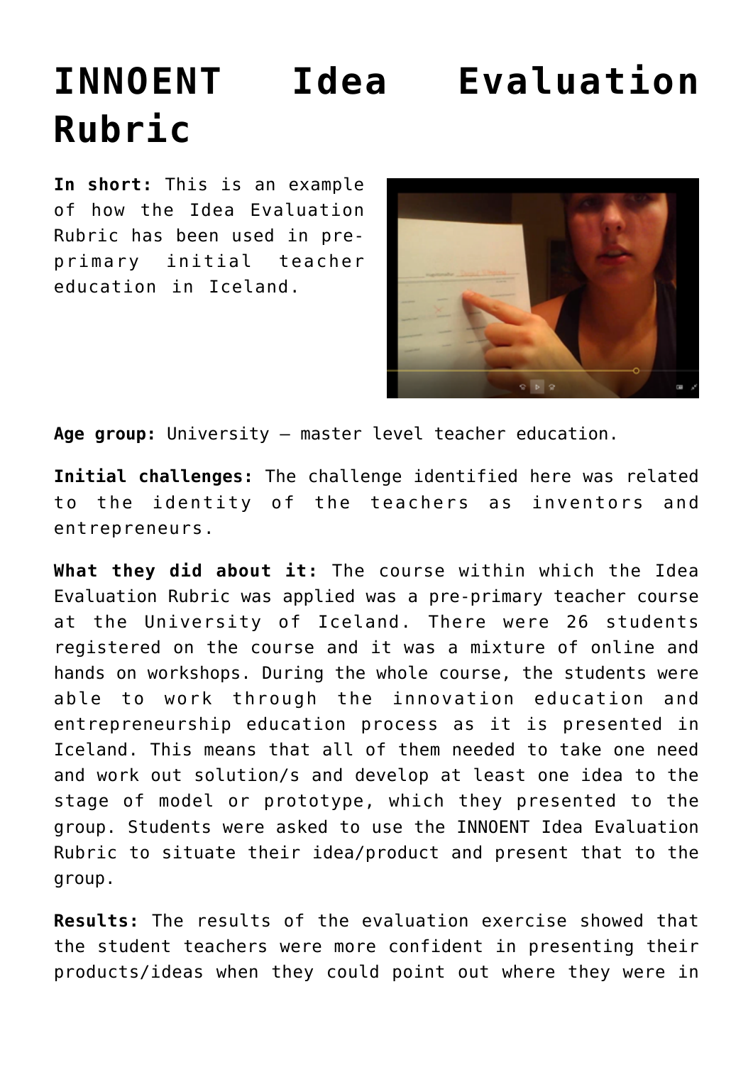# INNOENT Idea Evaluation Rubric

**In short:** This is an example of how the Idea Evaluation Rubric has been used in pre-primary initial teacher education in Iceland.

**Age group:** University – master level teacher education.

**Initial challenges:** The challenge identified here was related to the identity of the teachers as inventors and entrepreneurs.

**What they did about it:** The course within which the Idea Evaluation Rubric was applied was a pre-primary teacher course at the University of Iceland. There were 26 students registered on the course and it was a mixture of online and hands on workshops. During the whole course, the students were able to work through the innovation education and entrepreneurship education process as it is presented in Iceland. This means that all of them needed to take one need and work out solution/s and develop at least one idea to the stage of model or prototype, which they presented to the group. Students were asked to use the INNOENT Idea Evaluation Rubric to situate their idea/product and present that to the group.

**Results:** The results of the evaluation exercise showed that the student teachers were more confident in presenting their products/ideas when they could point out where they were in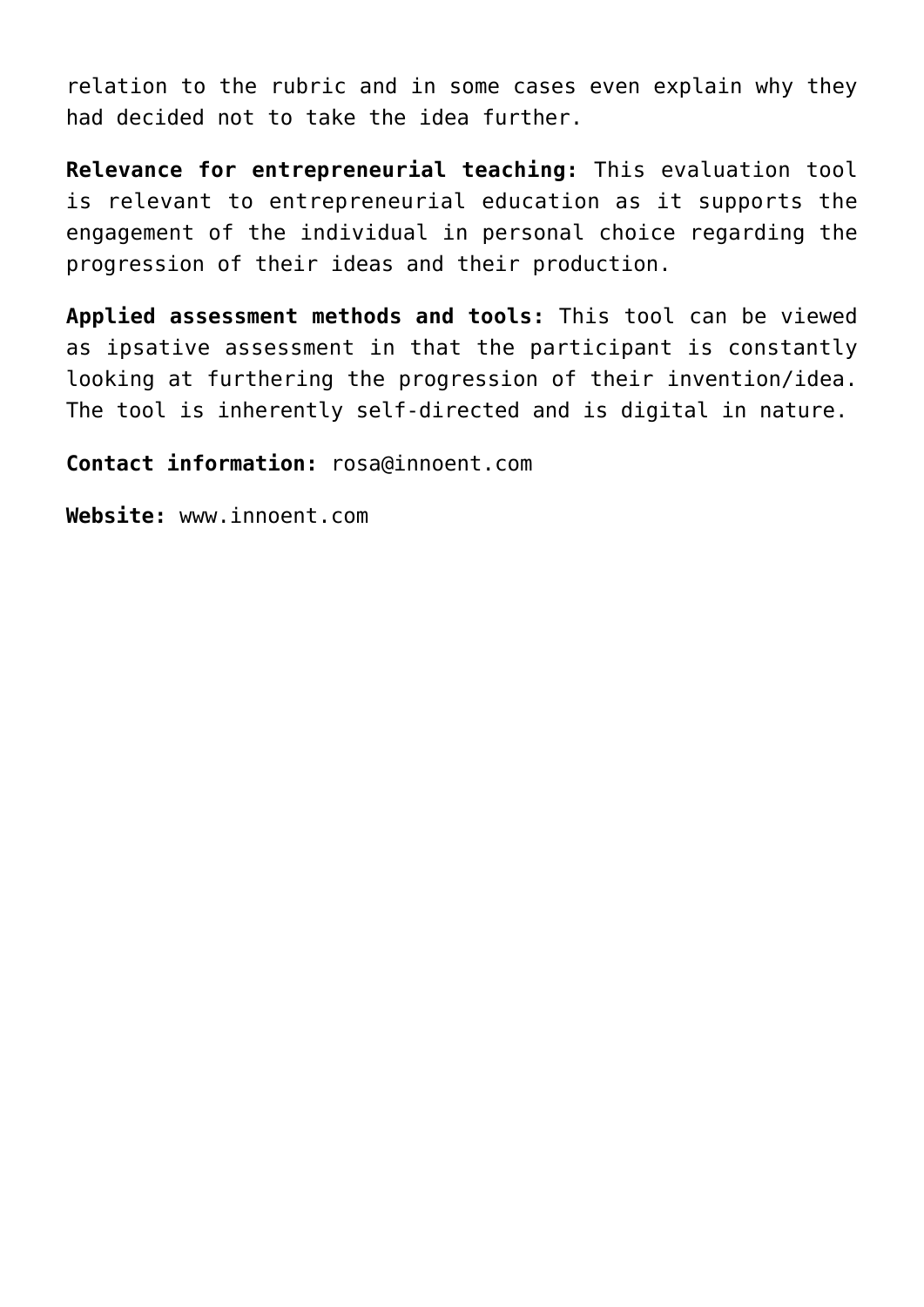relation to the rubric and in some cases even explain why they had decided not to take the idea further.

**Relevance for entrepreneurial teaching:** This evaluation tool is relevant to entrepreneurial education as it supports the engagement of the individual in personal choice regarding the progression of their ideas and their production.

**Applied assessment methods and tools:** This tool can be viewed as ipsative assessment in that the participant is constantly looking at furthering the progression of their invention/idea. The tool is inherently self-directed and is digital in nature.

**Contact information:** rosa@innoent.com

**Website:** www.innoent.com